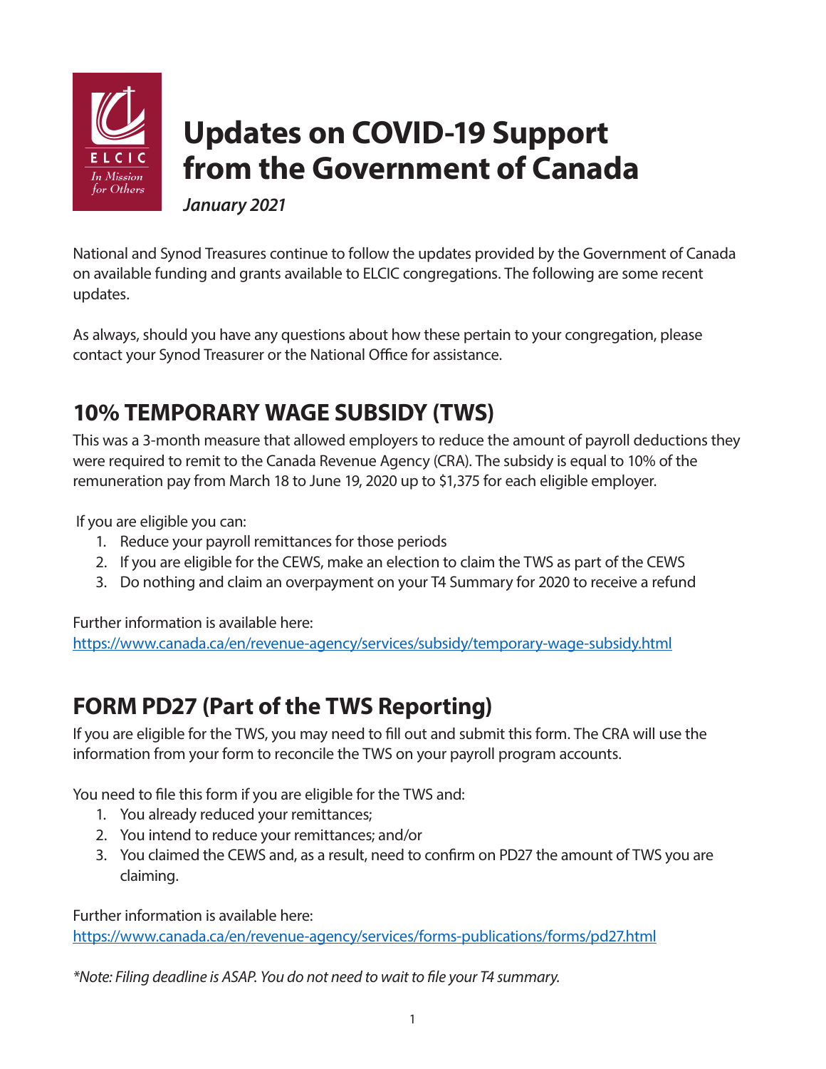# Updates on COVID-19 Support from the Government of Canada

*January 2021*

National and Synod Treasures continue to follow the updates provided by the Government of Canada on available funding and grants available to ELCIC congregations. The following are some recent updates.

As always, should you have any questions about how these pertain to your congregation, please contact your Synod Treasurer or the National Office for assistance.

## 10% TEMPORARY WAGE SUBSIDY (TWS)

This was a 3-month measure that allowed employers to reduce the amount of payroll deductions they were required to remit to the Canada Revenue Agency (CRA). The subsidy is equal to 10% of the remuneration pay from March 18 to June 19, 2020 up to $1,375 for each eligible employer.

If you are eligible you can:

1. Reduce your payroll remittances for those periods
2. If you are eligible for the CEWS, make an election to claim the TWS as part of the CEWS
3. Do nothing and claim an overpayment on your T4 Summary for 2020 to receive a refund

Further information is available here:
https://www.canada.ca/en/revenue-agency/services/subsidy/temporary-wage-subsidy.html

## FORM PD27 (Part of the TWS Reporting)

If you are eligible for the TWS, you may need to fill out and submit this form. The CRA will use the information from your form to reconcile the TWS on your payroll program accounts.

You need to file this form if you are eligible for the TWS and:

1. You already reduced your remittances;
2. You intend to reduce your remittances; and/or
3. You claimed the CEWS and, as a result, need to confirm on PD27 the amount of TWS you are claiming.

Further information is available here:
https://www.canada.ca/en/revenue-agency/services/forms-publications/forms/pd27.html

*\*Note: Filing deadline is ASAP. You do not need to wait to file your T4 summary.*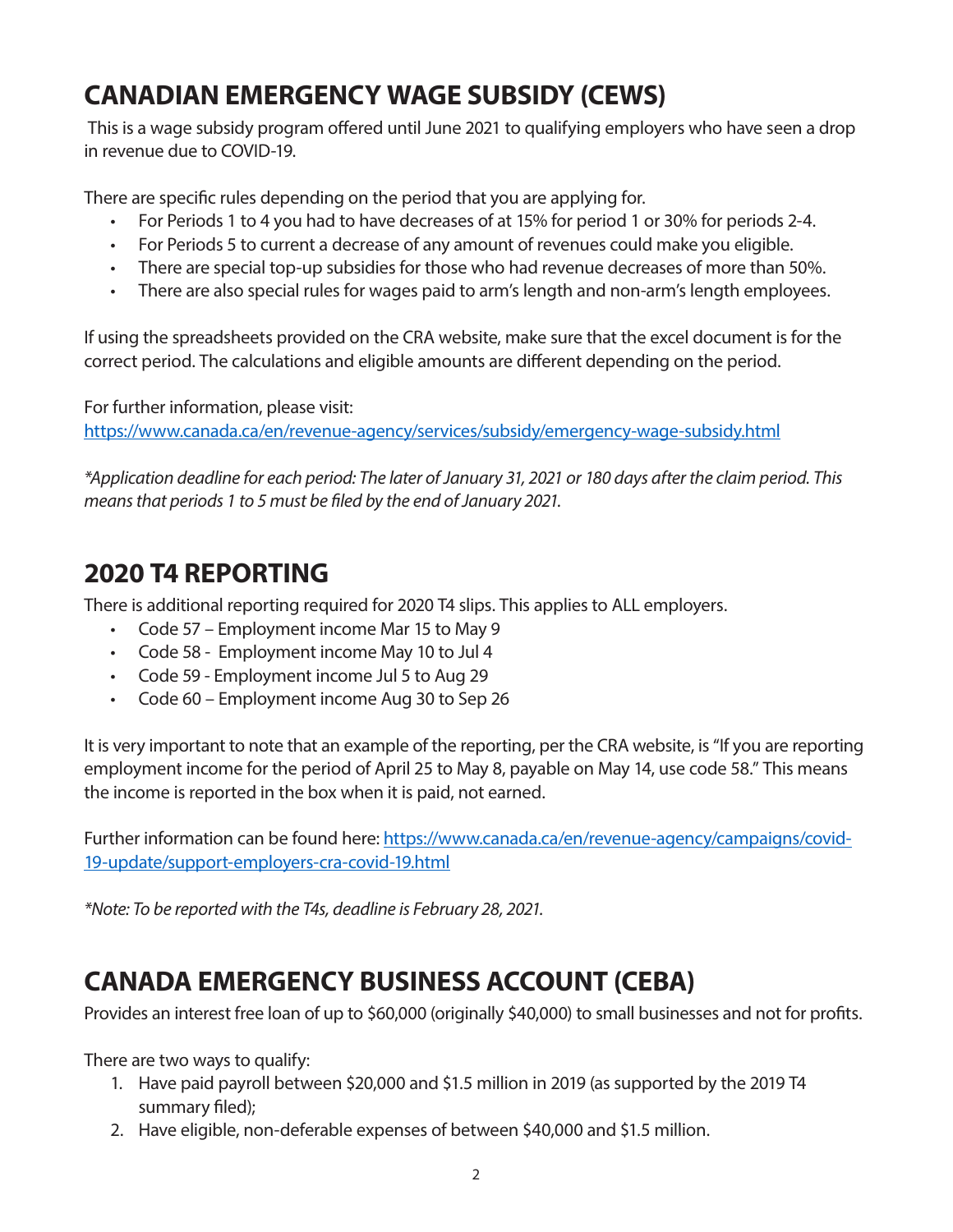## CANADIAN EMERGENCY WAGE SUBSIDY (CEWS)

This is a wage subsidy program offered until June 2021 to qualifying employers who have seen a drop in revenue due to COVID-19.

There are specific rules depending on the period that you are applying for.

- For Periods 1 to 4 you had to have decreases of at 15% for period 1 or 30% for periods 2-4.
- For Periods 5 to current a decrease of any amount of revenues could make you eligible.
- There are special top-up subsidies for those who had revenue decreases of more than 50%.
- There are also special rules for wages paid to arm's length and non-arm's length employees.

If using the spreadsheets provided on the CRA website, make sure that the excel document is for the correct period. The calculations and eligible amounts are different depending on the period.

For further information, please visit:
[https://www.canada.ca/en/revenue-agency/services/subsidy/emergency-wage-subsidy.html](https://www.canada.ca/en/revenue-agency/services/subsidy/emergency-wage-subsidy.html)

*\*Application deadline for each period: The later of January 31, 2021 or 180 days after the claim period. This means that periods 1 to 5 must be filed by the end of January 2021.*

## 2020 T4 REPORTING

There is additional reporting required for 2020 T4 slips. This applies to ALL employers.

- Code 57 – Employment income Mar 15 to May 9
- Code 58 - Employment income May 10 to Jul 4
- Code 59 - Employment income Jul 5 to Aug 29
- Code 60 – Employment income Aug 30 to Sep 26

It is very important to note that an example of the reporting, per the CRA website, is "If you are reporting employment income for the period of April 25 to May 8, payable on May 14, use code 58." This means the income is reported in the box when it is paid, not earned.

Further information can be found here: [https://www.canada.ca/en/revenue-agency/campaigns/covid-19-update/support-employers-cra-covid-19.html](https://www.canada.ca/en/revenue-agency/campaigns/covid-19-update/support-employers-cra-covid-19.html)

*\*Note: To be reported with the T4s, deadline is February 28, 2021.*

## CANADA EMERGENCY BUSINESS ACCOUNT (CEBA)

Provides an interest free loan of up to $60,000 (originally $40,000) to small businesses and not for profits.

There are two ways to qualify:

1. Have paid payroll between $20,000 and $1.5 million in 2019 (as supported by the 2019 T4 summary filed);
2. Have eligible, non-deferable expenses of between $40,000 and $1.5 million.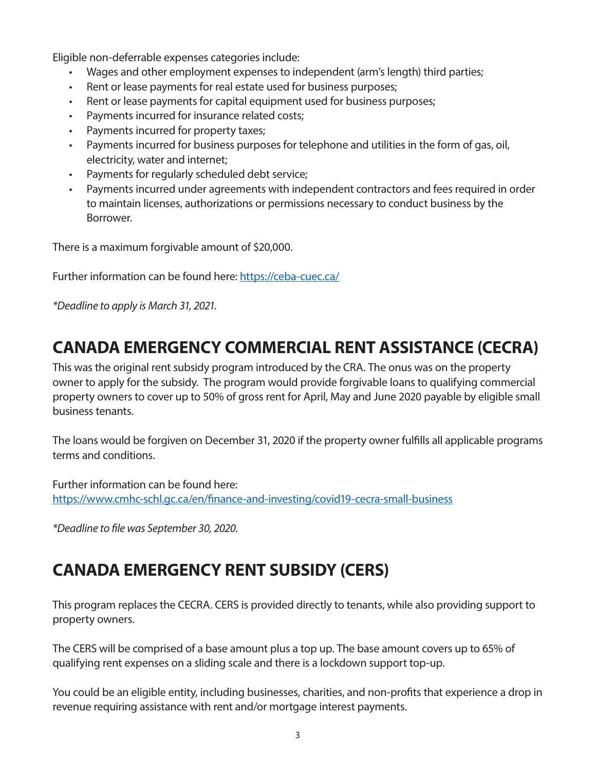Eligible non-deferrable expenses categories include:

- Wages and other employment expenses to independent (arm's length) third parties;
- Rent or lease payments for real estate used for business purposes;
- Rent or lease payments for capital equipment used for business purposes;
- Payments incurred for insurance related costs;
- Payments incurred for property taxes;
- Payments incurred for business purposes for telephone and utilities in the form of gas, oil, electricity, water and internet;
- Payments for regularly scheduled debt service;
- Payments incurred under agreements with independent contractors and fees required in order to maintain licenses, authorizations or permissions necessary to conduct business by the Borrower.

There is a maximum forgivable amount of $20,000.

Further information can be found here: [https://ceba-cuec.ca/](https://ceba-cuec.ca/)

*\*Deadline to apply is March 31, 2021.*

## CANADA EMERGENCY COMMERCIAL RENT ASSISTANCE (CECRA)

This was the original rent subsidy program introduced by the CRA. The onus was on the property owner to apply for the subsidy. The program would provide forgivable loans to qualifying commercial property owners to cover up to 50% of gross rent for April, May and June 2020 payable by eligible small business tenants.

The loans would be forgiven on December 31, 2020 if the property owner fulfills all applicable programs terms and conditions.

Further information can be found here:
[https://www.cmhc-schl.gc.ca/en/finance-and-investing/covid19-cecra-small-business](https://www.cmhc-schl.gc.ca/en/finance-and-investing/covid19-cecra-small-business)

*\*Deadline to file was September 30, 2020.*

## CANADA EMERGENCY RENT SUBSIDY (CERS)

This program replaces the CECRA. CERS is provided directly to tenants, while also providing support to property owners.

The CERS will be comprised of a base amount plus a top up. The base amount covers up to 65% of qualifying rent expenses on a sliding scale and there is a lockdown support top-up.

You could be an eligible entity, including businesses, charities, and non-profits that experience a drop in revenue requiring assistance with rent and/or mortgage interest payments.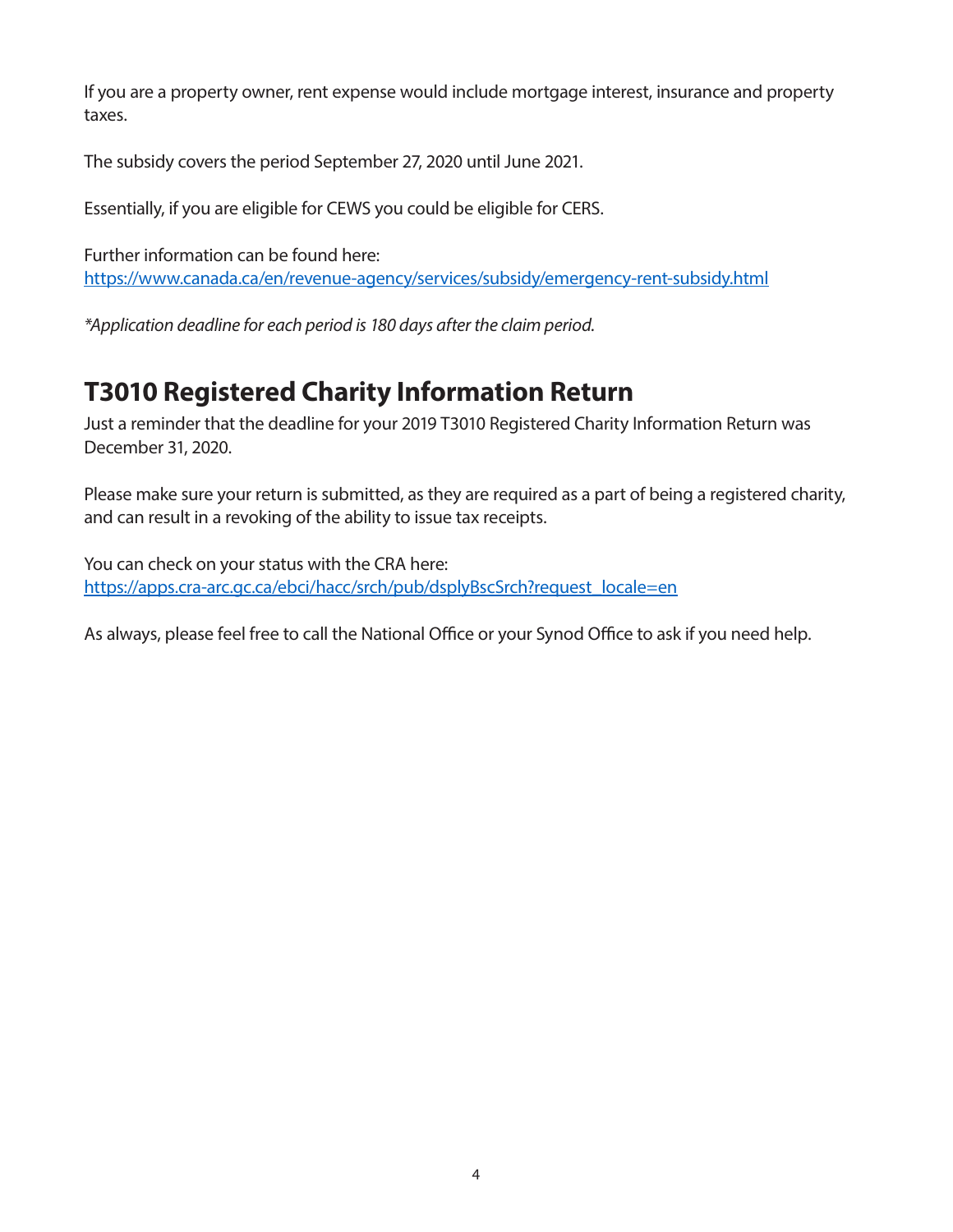If you are a property owner, rent expense would include mortgage interest, insurance and property taxes.

The subsidy covers the period September 27, 2020 until June 2021.

Essentially, if you are eligible for CEWS you could be eligible for CERS.

Further information can be found here:
https://www.canada.ca/en/revenue-agency/services/subsidy/emergency-rent-subsidy.html

*Application deadline for each period is 180 days after the claim period.*

## T3010 Registered Charity Information Return

Just a reminder that the deadline for your 2019 T3010 Registered Charity Information Return was December 31, 2020.

Please make sure your return is submitted, as they are required as a part of being a registered charity, and can result in a revoking of the ability to issue tax receipts.

You can check on your status with the CRA here:
https://apps.cra-arc.gc.ca/ebci/hacc/srch/pub/dsplyBscSrch?request_locale=en

As always, please feel free to call the National Office or your Synod Office to ask if you need help.